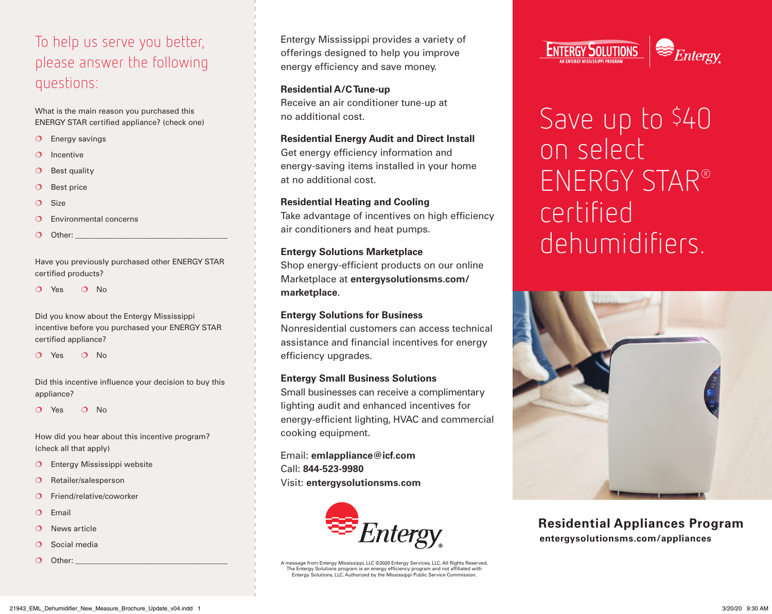## To help us serve you better, please answer the following questions:

What is the main reason you purchased this ENERGY STAR certified appliance? (check one)

- ❍ Energy savings
- ❍ Incentive
- ❍ Best quality
- ❍ Best price
- ❍ Size
- ❍ Environmental concerns
- ❍ Other: ___________________________________

Have you previously purchased other ENERGY STAR certified products?

❍ Yes ❍ No

Did you know about the Entergy Mississippi incentive before you purchased your ENERGY STAR certified appliance?

❍ Yes ❍ No

Did this incentive influence your decision to buy this appliance?

❍ Yes ❍ No

How did you hear about this incentive program? (check all that apply)

- ❍ Entergy Mississippi website
- ❍ Retailer/salesperson
- ❍ Friend/relative/coworker
- ❍ Email
- ❍ News article
- ❍ Social media
- ❍ Other: ___________________________________

Entergy Mississippi provides a variety of offerings designed to help you improve energy efficiency and save money.

**Residential A/C Tune-up**
Receive an air conditioner tune-up at no additional cost.

**Residential Energy Audit and Direct Install**
Get energy efficiency information and energy-saving items installed in your home at no additional cost.

**Residential Heating and Cooling**
Take advantage of incentives on high efficiency air conditioners and heat pumps.

**Entergy Solutions Marketplace**
Shop energy-efficient products on our online Marketplace at **entergysolutionsms.com/marketplace**.

**Entergy Solutions for Business**
Nonresidential customers can access technical assistance and financial incentives for energy efficiency upgrades.

**Entergy Small Business Solutions**
Small businesses can receive a complimentary lighting audit and enhanced incentives for energy-efficient lighting, HVAC and commercial cooking equipment.

Email: **emlappliance@icf.com**
Call: **844-523-9980**
Visit: **entergysolutionsms.com**

Entergy

A message from Entergy Mississippi, LLC ©2020 Entergy Services, LLC. All Rights Reserved. The Entergy Solutions program is an energy efficiency program and not affiliated with Entergy Solutions, LLC. Authorized by the Mississippi Public Service Commission.

ENTERGY SOLUTIONS
AN ENTERGY MISSISSIPPI PROGRAM
Entergy

# Save up to $40 on select ENERGY STAR® certified dehumidifiers.

## Residential Appliances Program

**entergysolutionsms.com/appliances**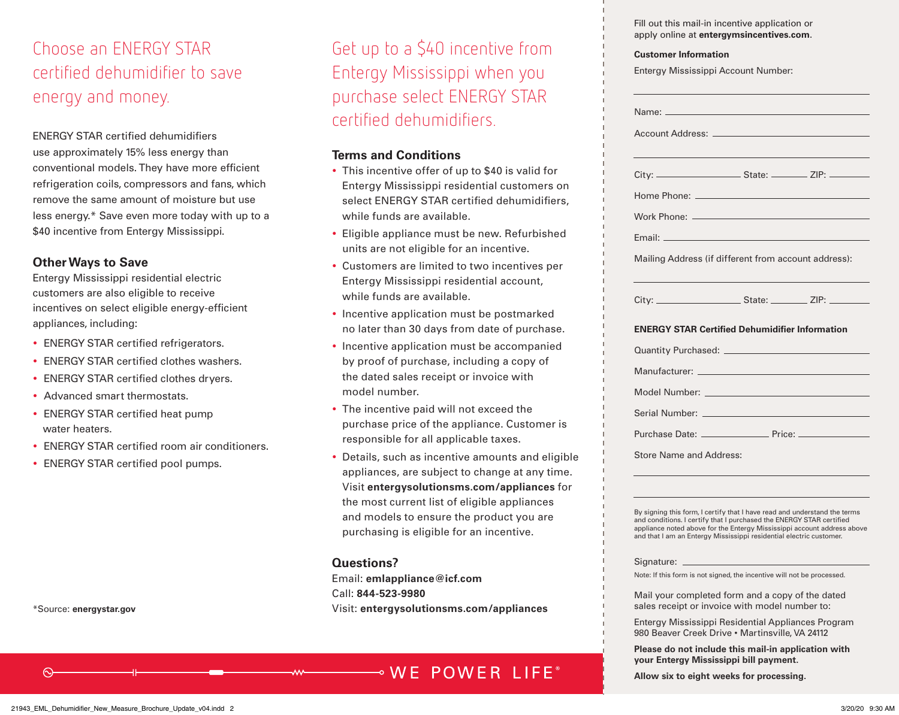## Choose an ENERGY STAR certified dehumidifier to save energy and money.

ENERGY STAR certified dehumidifiers use approximately 15% less energy than conventional models. They have more efficient refrigeration coils, compressors and fans, which remove the same amount of moisture but use less energy.* Save even more today with up to a $40 incentive from Entergy Mississippi.

### Other Ways to Save

Entergy Mississippi residential electric customers are also eligible to receive incentives on select eligible energy-efficient appliances, including:

- ENERGY STAR certified refrigerators.
- ENERGY STAR certified clothes washers.
- ENERGY STAR certified clothes dryers.
- Advanced smart thermostats.
- ENERGY STAR certified heat pump water heaters.
- ENERGY STAR certified room air conditioners.
- ENERGY STAR certified pool pumps.

*Source: **energystar.gov**

## Get up to a $40 incentive from Entergy Mississippi when you purchase select ENERGY STAR certified dehumidifiers.

### Terms and Conditions

- This incentive offer of up to $40 is valid for Entergy Mississippi residential customers on select ENERGY STAR certified dehumidifiers, while funds are available.
- Eligible appliance must be new. Refurbished units are not eligible for an incentive.
- Customers are limited to two incentives per Entergy Mississippi residential account, while funds are available.
- Incentive application must be postmarked no later than 30 days from date of purchase.
- Incentive application must be accompanied by proof of purchase, including a copy of the dated sales receipt or invoice with model number.
- The incentive paid will not exceed the purchase price of the appliance. Customer is responsible for all applicable taxes.
- Details, such as incentive amounts and eligible appliances, are subject to change at any time. Visit **entergysolutionsms.com/appliances** for the most current list of eligible appliances and models to ensure the product you are purchasing is eligible for an incentive.

### Questions?

Email: **emlappliance@icf.com**
Call: **844-523-9980**
Visit: **entergysolutionsms.com/appliances**

WE POWER LIFE®

Fill out this mail-in incentive application or apply online at **entergymsincentives.com**.

**Customer Information**

Entergy Mississippi Account Number: ______________________

Name: ______________________

Account Address: ______________________

City: ____________ State: ______ ZIP: ______

Home Phone: ______________________

Work Phone: ______________________

Email: ______________________

Mailing Address (if different from account address): ______________________

City: ____________ State: ______ ZIP: ______

**ENERGY STAR Certified Dehumidifier Information**

Quantity Purchased: ______________________

Manufacturer: ______________________

Model Number: ______________________

Serial Number: ______________________

Purchase Date: ____________ Price: ____________

Store Name and Address: ______________________

By signing this form, I certify that I have read and understand the terms and conditions. I certify that I purchased the ENERGY STAR certified appliance noted above for the Entergy Mississippi account address above and that I am an Entergy Mississippi residential electric customer.

Signature: ______________________

Note: If this form is not signed, the incentive will not be processed.

Mail your completed form and a copy of the dated sales receipt or invoice with model number to:

Entergy Mississippi Residential Appliances Program
980 Beaver Creek Drive • Martinsville, VA 24112

**Please do not include this mail-in application with your Entergy Mississippi bill payment.**

**Allow six to eight weeks for processing.**